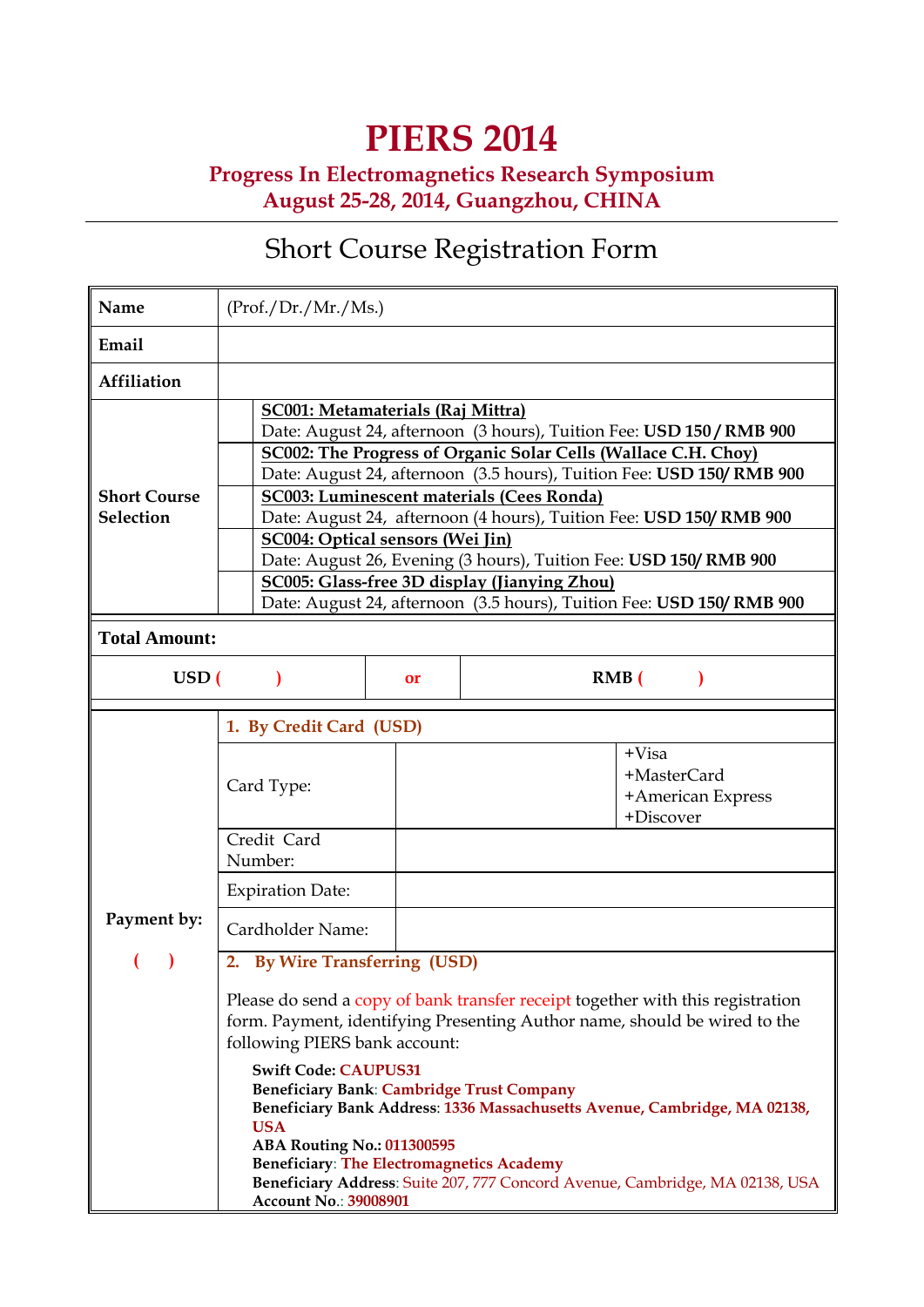# PIERS 2014

## Progress In Electromagnetics Research Symposium
## August 25-28, 2014, Guangzhou, CHINA

---

## Short Course Registration Form

| | | |
|---|---|---|
| **Name** | | (Prof./Dr./Mr./Ms.) |
| **Email** | | |
| **Affiliation** | | |
| **Short Course Selection** | | **SC001: Metamaterials (Raj Mittra)** Date: August 24, afternoon (3 hours), Tuition Fee: **USD 150 / RMB 900** |
| | | **SC002: The Progress of Organic Solar Cells (Wallace C.H. Choy)** Date: August 24, afternoon (3.5 hours), Tuition Fee: **USD 150/ RMB 900** |
| | | **SC003: Luminescent materials (Cees Ronda)** Date: August 24, afternoon (4 hours), Tuition Fee: **USD 150/ RMB 900** |
| | | **SC004: Optical sensors (Wei Jin)** Date: August 26, Evening (3 hours), Tuition Fee: **USD 150/ RMB 900** |
| | | **SC005: Glass-free 3D display (Jianying Zhou)** Date: August 24, afternoon (3.5 hours), Tuition Fee: **USD 150/ RMB 900** |

**Total Amount:**

| | | |
|---|---|---|
| **USD (   )** | **or** | **RMB (   )** |

| | | | |
|---|---|---|---|
| **Payment by:** ( ) | **1. By Credit Card (USD)** | | |
| | Card Type: | | +Visa +MasterCard +American Express +Discover |
| | Credit Card Number: | | |
| | Expiration Date: | | |
| | Cardholder Name: | | |

**2. By Wire Transferring (USD)**

Please do send a copy of bank transfer receipt together with this registration form. Payment, identifying Presenting Author name, should be wired to the following PIERS bank account:

**Swift Code:** **CAUPUS31**
**Beneficiary Bank**: **Cambridge Trust Company**
**Beneficiary Bank Address**: **1336 Massachusetts Avenue, Cambridge, MA 02138, USA**
**ABA Routing No.:** **011300595**
**Beneficiary**: **The Electromagnetics Academy**
**Beneficiary Address**: Suite 207, 777 Concord Avenue, Cambridge, MA 02138, USA
**Account No.**: **39008901**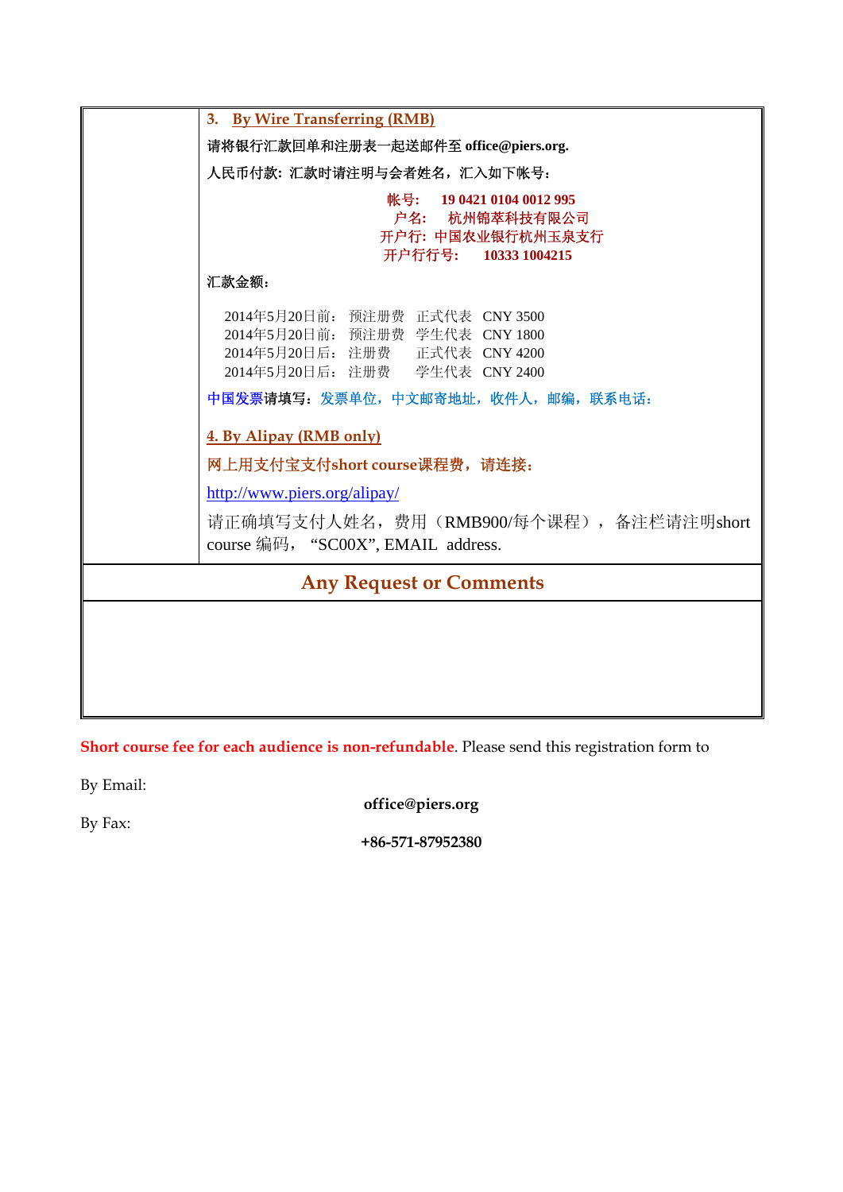### 3. By Wire Transferring (RMB)

请将银行汇款回单和注册表一起送邮件至 **office@piers.org.**

人民币付款: 汇款时请注明与会者姓名，汇入如下帐号：

**帐号: 19 0421 0104 0012 995**
**户名: 杭州锦萃科技有限公司**
**开户行: 中国农业银行杭州玉泉支行**
**开户行行号: 10333 1004215**

汇款金额：

| | | | |
|---|---|---|---|
| 2014年5月20日前： | 预注册费 | 正式代表 | CNY 3500 |
| 2014年5月20日前： | 预注册费 | 学生代表 | CNY 1800 |
| 2014年5月20日后： | 注册费 | 正式代表 | CNY 4200 |
| 2014年5月20日后： | 注册费 | 学生代表 | CNY 2400 |

中国发票请填写：发票单位，中文邮寄地址，收件人，邮编，联系电话：

### 4. By Alipay (RMB only)

网上用支付宝支付short course课程费，请连接：

http://www.piers.org/alipay/

请正确填写支付人姓名，费用（RMB900/每个课程）， 备注栏请注明short course 编码， "SC00X", EMAIL address.

## Any Request or Comments

**Short course fee for each audience is non-refundable**. Please send this registration form to

By Email: **office@piers.org**

By Fax: **+86-571-87952380**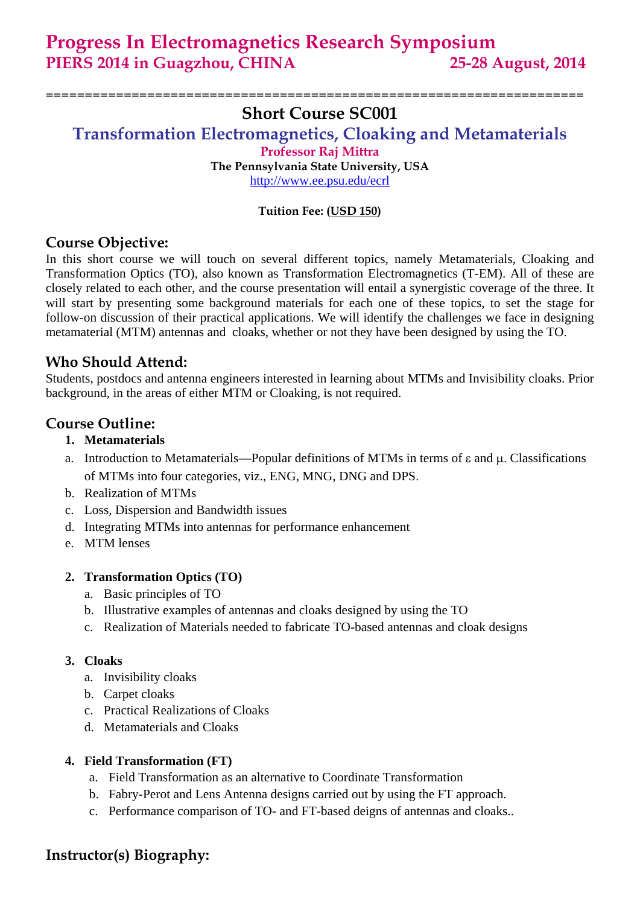# Progress In Electromagnetics Research Symposium
## PIERS 2014 in Guagzhou, CHINA 25-28 August, 2014

==================================================================

## Short Course SC001

## Transformation Electromagnetics, Cloaking and Metamaterials

**Professor Raj Mittra**

**The Pennsylvania State University, USA**

http://www.ee.psu.edu/ecrl

**Tuition Fee: (USD 150)**

### Course Objective:

In this short course we will touch on several different topics, namely Metamaterials, Cloaking and Transformation Optics (TO), also known as Transformation Electromagnetics (T-EM). All of these are closely related to each other, and the course presentation will entail a synergistic coverage of the three. It will start by presenting some background materials for each one of these topics, to set the stage for follow-on discussion of their practical applications. We will identify the challenges we face in designing metamaterial (MTM) antennas and cloaks, whether or not they have been designed by using the TO.

### Who Should Attend:

Students, postdocs and antenna engineers interested in learning about MTMs and Invisibility cloaks. Prior background, in the areas of either MTM or Cloaking, is not required.

### Course Outline:

1. **Metamaterials**
   a. Introduction to Metamaterials—Popular definitions of MTMs in terms of ε and μ. Classifications of MTMs into four categories, viz., ENG, MNG, DNG and DPS.
   b. Realization of MTMs
   c. Loss, Dispersion and Bandwidth issues
   d. Integrating MTMs into antennas for performance enhancement
   e. MTM lenses

2. **Transformation Optics (TO)**
   a. Basic principles of TO
   b. Illustrative examples of antennas and cloaks designed by using the TO
   c. Realization of Materials needed to fabricate TO-based antennas and cloak designs

3. **Cloaks**
   a. Invisibility cloaks
   b. Carpet cloaks
   c. Practical Realizations of Cloaks
   d. Metamaterials and Cloaks

4. **Field Transformation (FT)**
   a. Field Transformation as an alternative to Coordinate Transformation
   b. Fabry-Perot and Lens Antenna designs carried out by using the FT approach.
   c. Performance comparison of TO- and FT-based deigns of antennas and cloaks..

### Instructor(s) Biography: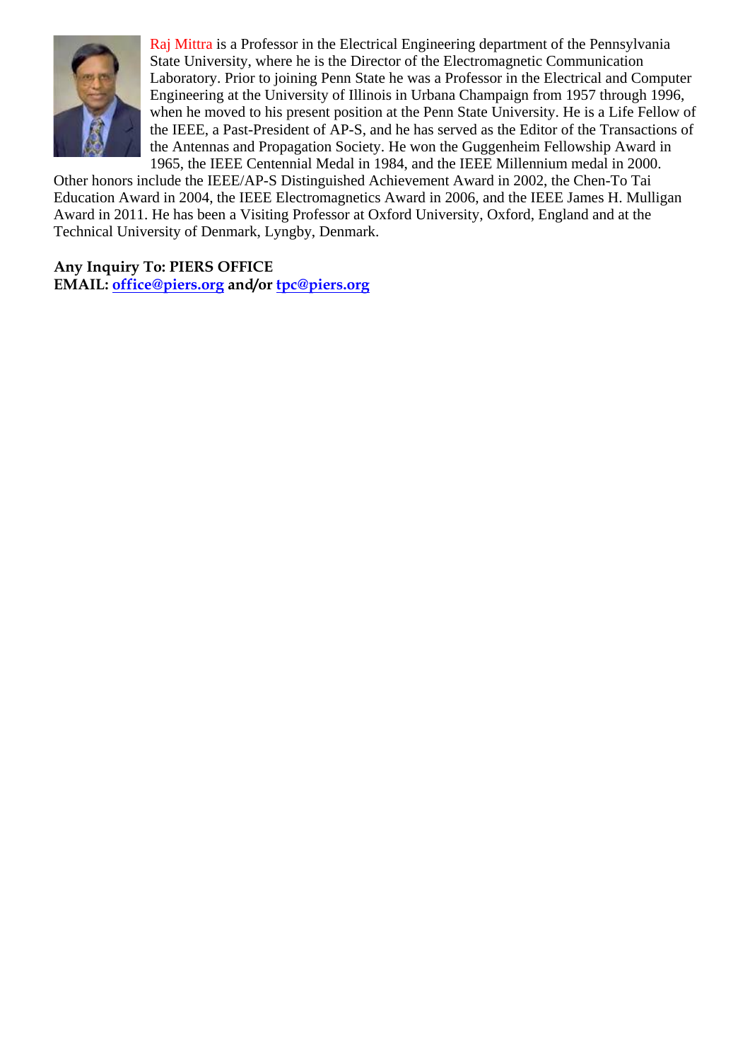Raj Mittra is a Professor in the Electrical Engineering department of the Pennsylvania State University, where he is the Director of the Electromagnetic Communication Laboratory. Prior to joining Penn State he was a Professor in the Electrical and Computer Engineering at the University of Illinois in Urbana Champaign from 1957 through 1996, when he moved to his present position at the Penn State University. He is a Life Fellow of the IEEE, a Past-President of AP-S, and he has served as the Editor of the Transactions of the Antennas and Propagation Society. He won the Guggenheim Fellowship Award in 1965, the IEEE Centennial Medal in 1984, and the IEEE Millennium medal in 2000. Other honors include the IEEE/AP-S Distinguished Achievement Award in 2002, the Chen-To Tai Education Award in 2004, the IEEE Electromagnetics Award in 2006, and the IEEE James H. Mulligan Award in 2011. He has been a Visiting Professor at Oxford University, Oxford, England and at the Technical University of Denmark, Lyngby, Denmark.

**Any Inquiry To: PIERS OFFICE**
**EMAIL: office@piers.org and/or tpc@piers.org**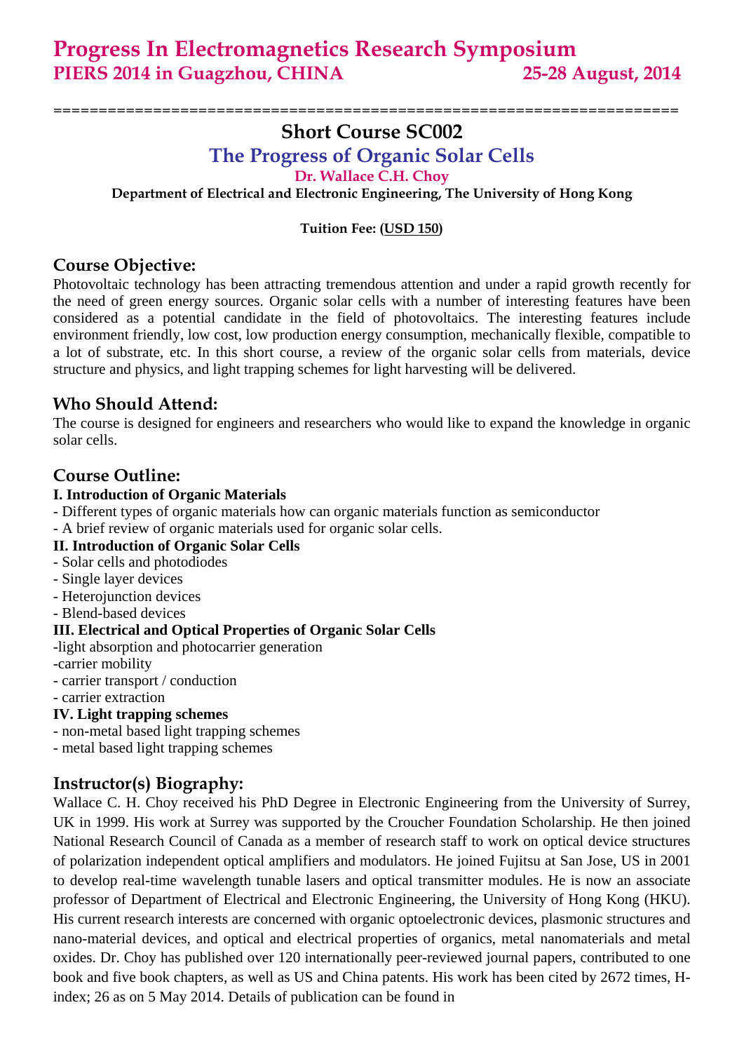# Progress In Electromagnetics Research Symposium

**PIERS 2014 in Guagzhou, CHINA 25-28 August, 2014**

## Short Course SC002

## The Progress of Organic Solar Cells

**Dr. Wallace C.H. Choy**

**Department of Electrical and Electronic Engineering, The University of Hong Kong**

**Tuition Fee: (USD 150)**

### Course Objective:

Photovoltaic technology has been attracting tremendous attention and under a rapid growth recently for the need of green energy sources. Organic solar cells with a number of interesting features have been considered as a potential candidate in the field of photovoltaics. The interesting features include environment friendly, low cost, low production energy consumption, mechanically flexible, compatible to a lot of substrate, etc. In this short course, a review of the organic solar cells from materials, device structure and physics, and light trapping schemes for light harvesting will be delivered.

### Who Should Attend:

The course is designed for engineers and researchers who would like to expand the knowledge in organic solar cells.

### Course Outline:

**I. Introduction of Organic Materials**

- Different types of organic materials how can organic materials function as semiconductor
- A brief review of organic materials used for organic solar cells.

**II. Introduction of Organic Solar Cells**

- Solar cells and photodiodes
- Single layer devices
- Heterojunction devices
- Blend-based devices

**III. Electrical and Optical Properties of Organic Solar Cells**

- light absorption and photocarrier generation
- carrier mobility
- carrier transport / conduction
- carrier extraction

**IV. Light trapping schemes**

- non-metal based light trapping schemes
- metal based light trapping schemes

### Instructor(s) Biography:

Wallace C. H. Choy received his PhD Degree in Electronic Engineering from the University of Surrey, UK in 1999. His work at Surrey was supported by the Croucher Foundation Scholarship. He then joined National Research Council of Canada as a member of research staff to work on optical device structures of polarization independent optical amplifiers and modulators. He joined Fujitsu at San Jose, US in 2001 to develop real-time wavelength tunable lasers and optical transmitter modules. He is now an associate professor of Department of Electrical and Electronic Engineering, the University of Hong Kong (HKU). His current research interests are concerned with organic optoelectronic devices, plasmonic structures and nano-material devices, and optical and electrical properties of organics, metal nanomaterials and metal oxides. Dr. Choy has published over 120 internationally peer-reviewed journal papers, contributed to one book and five book chapters, as well as US and China patents. His work has been cited by 2672 times, H-index; 26 as on 5 May 2014. Details of publication can be found in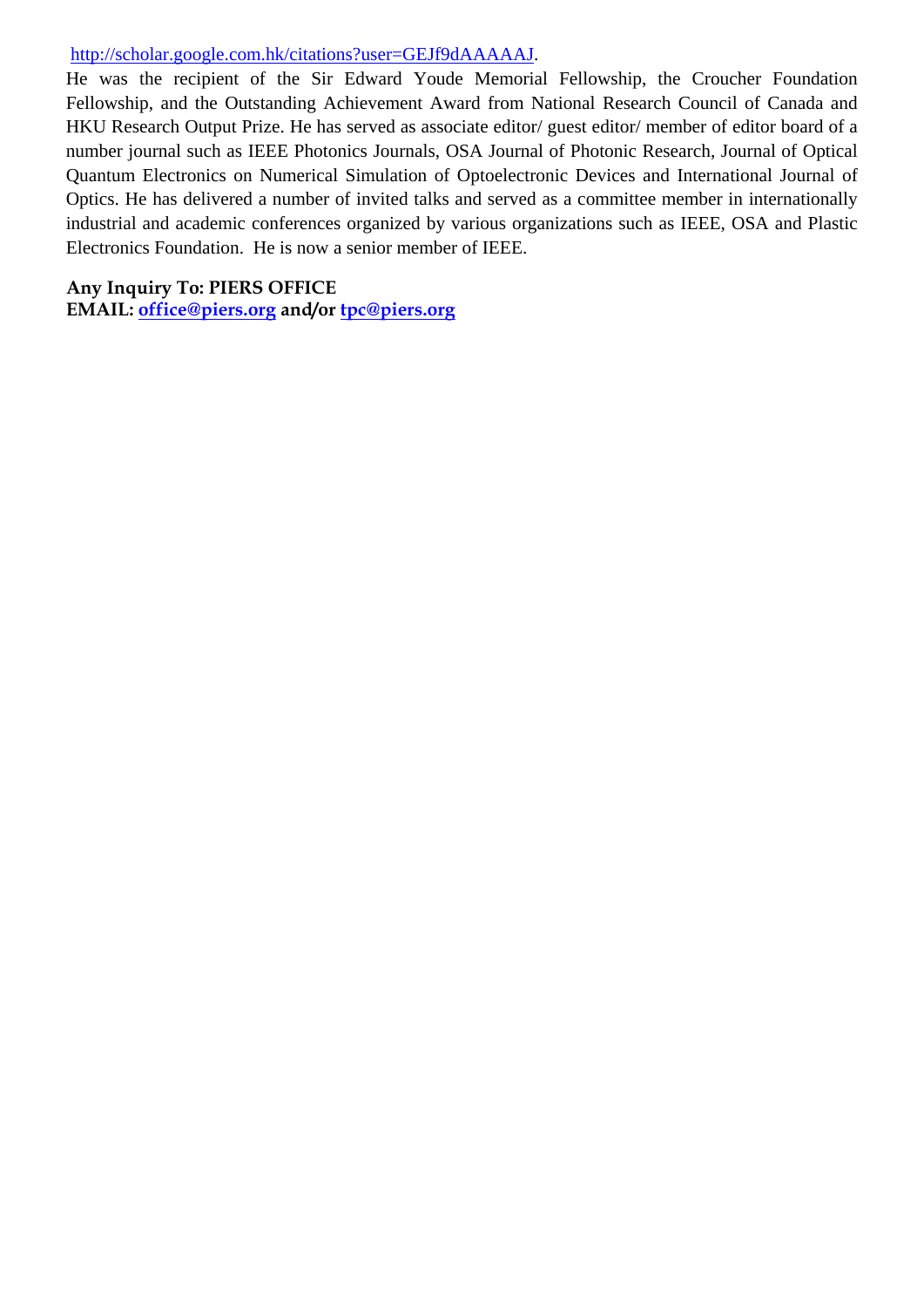http://scholar.google.com.hk/citations?user=GEJf9dAAAAAJ.
He was the recipient of the Sir Edward Youde Memorial Fellowship, the Croucher Foundation Fellowship, and the Outstanding Achievement Award from National Research Council of Canada and HKU Research Output Prize. He has served as associate editor/ guest editor/ member of editor board of a number journal such as IEEE Photonics Journals, OSA Journal of Photonic Research, Journal of Optical Quantum Electronics on Numerical Simulation of Optoelectronic Devices and International Journal of Optics. He has delivered a number of invited talks and served as a committee member in internationally industrial and academic conferences organized by various organizations such as IEEE, OSA and Plastic Electronics Foundation. He is now a senior member of IEEE.

**Any Inquiry To: PIERS OFFICE**
**EMAIL: office@piers.org and/or tpc@piers.org**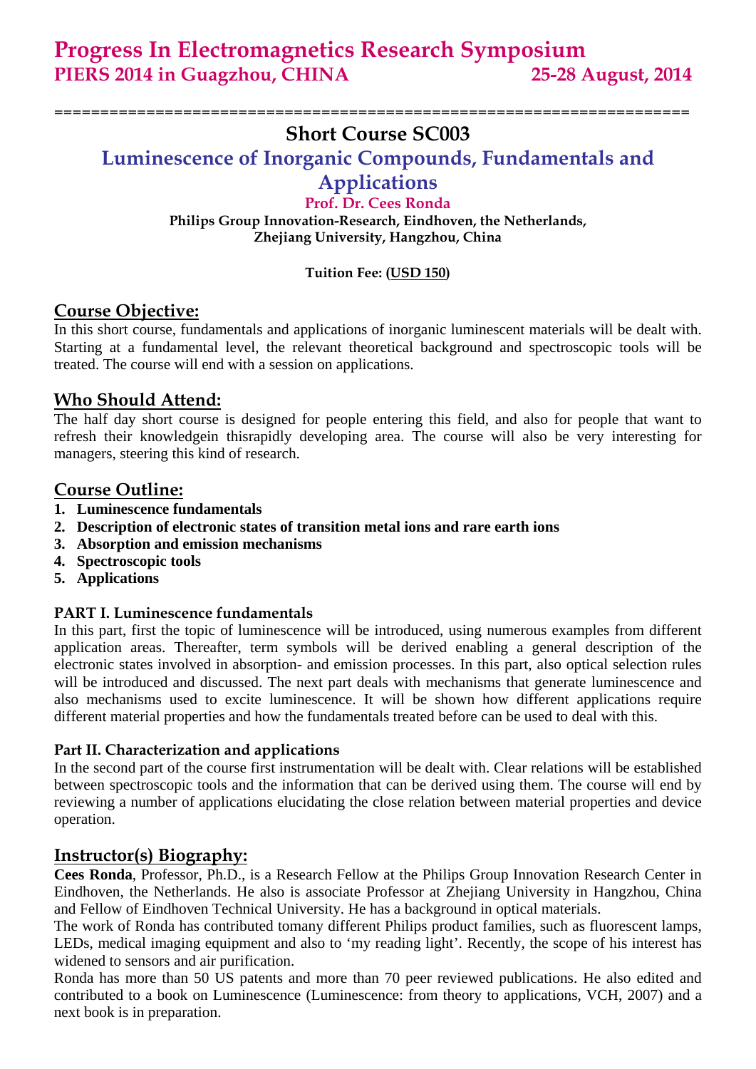# Progress In Electromagnetics Research Symposium

## PIERS 2014 in Guagzhou, CHINA 25-28 August, 2014

==================================================================

## Short Course SC003

## Luminescence of Inorganic Compounds, Fundamentals and Applications

**Prof. Dr. Cees Ronda**

**Philips Group Innovation-Research, Eindhoven, the Netherlands,**
**Zhejiang University, Hangzhou, China**

**Tuition Fee: (USD 150)**

## Course Objective:

In this short course, fundamentals and applications of inorganic luminescent materials will be dealt with. Starting at a fundamental level, the relevant theoretical background and spectroscopic tools will be treated. The course will end with a session on applications.

## Who Should Attend:

The half day short course is designed for people entering this field, and also for people that want to refresh their knowledgein thisrapidly developing area. The course will also be very interesting for managers, steering this kind of research.

## Course Outline:

1. **Luminescence fundamentals**
2. **Description of electronic states of transition metal ions and rare earth ions**
3. **Absorption and emission mechanisms**
4. **Spectroscopic tools**
5. **Applications**

### PART I. Luminescence fundamentals

In this part, first the topic of luminescence will be introduced, using numerous examples from different application areas. Thereafter, term symbols will be derived enabling a general description of the electronic states involved in absorption- and emission processes. In this part, also optical selection rules will be introduced and discussed. The next part deals with mechanisms that generate luminescence and also mechanisms used to excite luminescence. It will be shown how different applications require different material properties and how the fundamentals treated before can be used to deal with this.

### Part II. Characterization and applications

In the second part of the course first instrumentation will be dealt with. Clear relations will be established between spectroscopic tools and the information that can be derived using them. The course will end by reviewing a number of applications elucidating the close relation between material properties and device operation.

## Instructor(s) Biography:

**Cees Ronda**, Professor, Ph.D., is a Research Fellow at the Philips Group Innovation Research Center in Eindhoven, the Netherlands. He also is associate Professor at Zhejiang University in Hangzhou, China and Fellow of Eindhoven Technical University. He has a background in optical materials.

The work of Ronda has contributed tomany different Philips product families, such as fluorescent lamps, LEDs, medical imaging equipment and also to 'my reading light'. Recently, the scope of his interest has widened to sensors and air purification.

Ronda has more than 50 US patents and more than 70 peer reviewed publications. He also edited and contributed to a book on Luminescence (Luminescence: from theory to applications, VCH, 2007) and a next book is in preparation.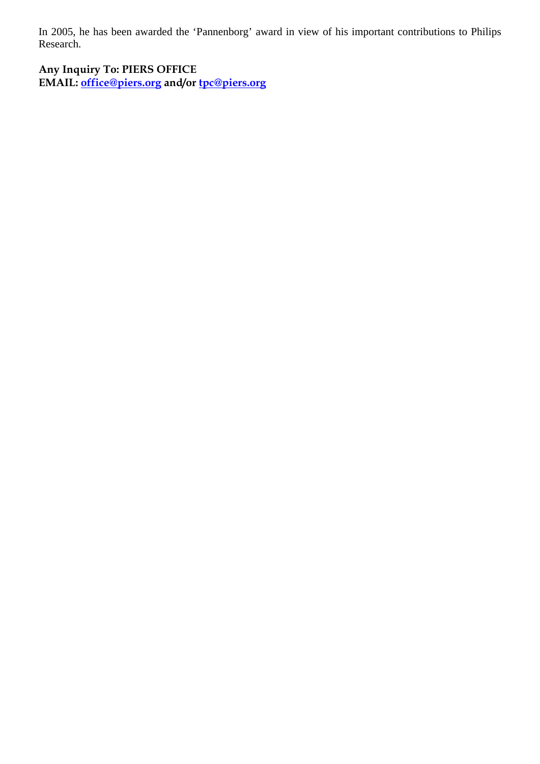In 2005, he has been awarded the 'Pannenborg' award in view of his important contributions to Philips Research.

**Any Inquiry To: PIERS OFFICE**
**EMAIL: office@piers.org and/or tpc@piers.org**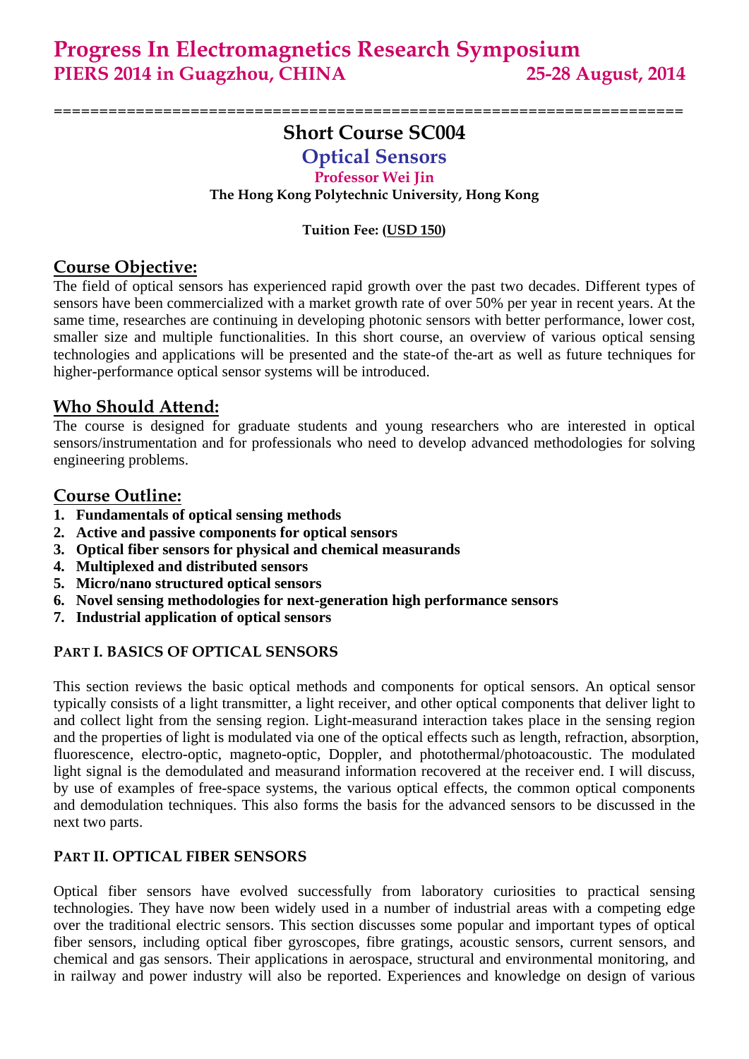# Progress In Electromagnetics Research Symposium
## PIERS 2014 in Guagzhou, CHINA 25-28 August, 2014

======================================================================

# Short Course SC004

## Optical Sensors

### Professor Wei Jin

**The Hong Kong Polytechnic University, Hong Kong**

**Tuition Fee: (USD 150)**

## Course Objective:

The field of optical sensors has experienced rapid growth over the past two decades. Different types of sensors have been commercialized with a market growth rate of over 50% per year in recent years. At the same time, researches are continuing in developing photonic sensors with better performance, lower cost, smaller size and multiple functionalities. In this short course, an overview of various optical sensing technologies and applications will be presented and the state-of the-art as well as future techniques for higher-performance optical sensor systems will be introduced.

## Who Should Attend:

The course is designed for graduate students and young researchers who are interested in optical sensors/instrumentation and for professionals who need to develop advanced methodologies for solving engineering problems.

## Course Outline:

1. **Fundamentals of optical sensing methods**
2. **Active and passive components for optical sensors**
3. **Optical fiber sensors for physical and chemical measurands**
4. **Multiplexed and distributed sensors**
5. **Micro/nano structured optical sensors**
6. **Novel sensing methodologies for next-generation high performance sensors**
7. **Industrial application of optical sensors**

### PART I. BASICS OF OPTICAL SENSORS

This section reviews the basic optical methods and components for optical sensors. An optical sensor typically consists of a light transmitter, a light receiver, and other optical components that deliver light to and collect light from the sensing region. Light-measurand interaction takes place in the sensing region and the properties of light is modulated via one of the optical effects such as length, refraction, absorption, fluorescence, electro-optic, magneto-optic, Doppler, and photothermal/photoacoustic. The modulated light signal is the demodulated and measurand information recovered at the receiver end. I will discuss, by use of examples of free-space systems, the various optical effects, the common optical components and demodulation techniques. This also forms the basis for the advanced sensors to be discussed in the next two parts.

### PART II. OPTICAL FIBER SENSORS

Optical fiber sensors have evolved successfully from laboratory curiosities to practical sensing technologies. They have now been widely used in a number of industrial areas with a competing edge over the traditional electric sensors. This section discusses some popular and important types of optical fiber sensors, including optical fiber gyroscopes, fibre gratings, acoustic sensors, current sensors, and chemical and gas sensors. Their applications in aerospace, structural and environmental monitoring, and in railway and power industry will also be reported. Experiences and knowledge on design of various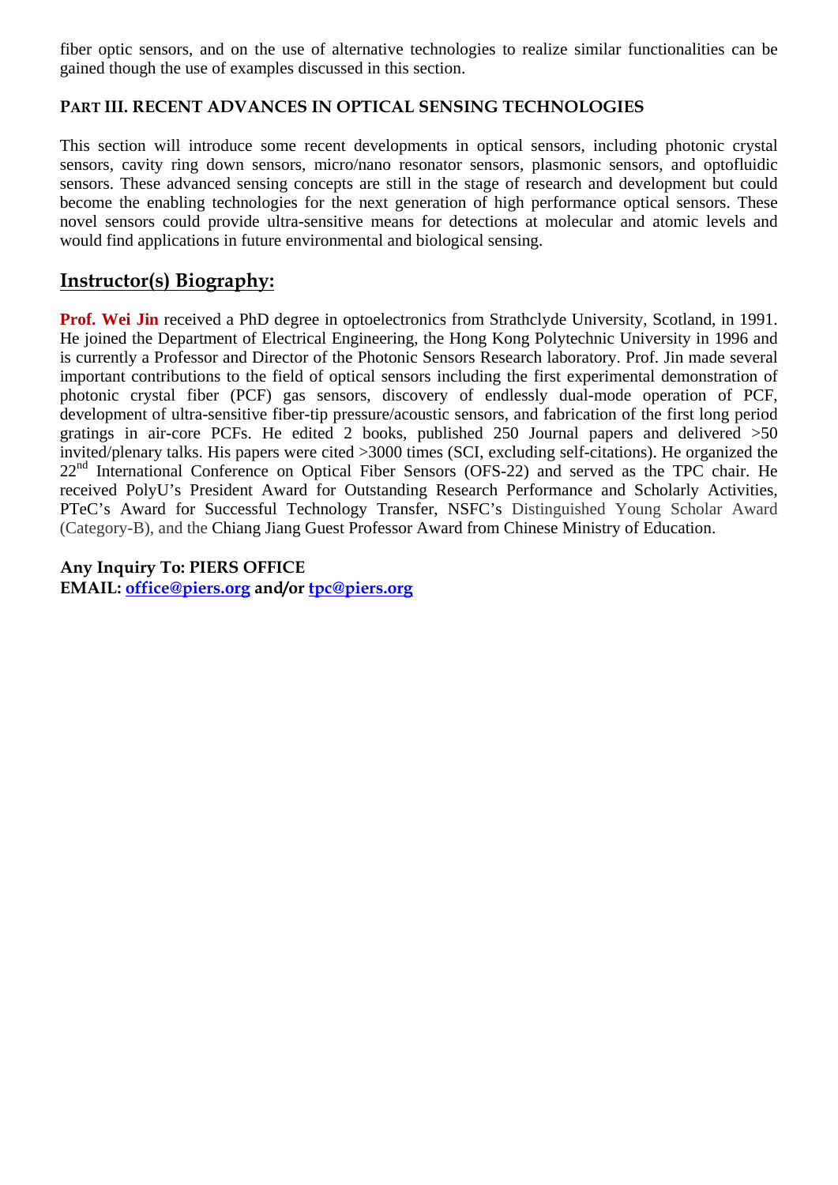fiber optic sensors, and on the use of alternative technologies to realize similar functionalities can be gained though the use of examples discussed in this section.

### PART III. RECENT ADVANCES IN OPTICAL SENSING TECHNOLOGIES

This section will introduce some recent developments in optical sensors, including photonic crystal sensors, cavity ring down sensors, micro/nano resonator sensors, plasmonic sensors, and optofluidic sensors. These advanced sensing concepts are still in the stage of research and development but could become the enabling technologies for the next generation of high performance optical sensors. These novel sensors could provide ultra-sensitive means for detections at molecular and atomic levels and would find applications in future environmental and biological sensing.

## Instructor(s) Biography:

**Prof. Wei Jin** received a PhD degree in optoelectronics from Strathclyde University, Scotland, in 1991. He joined the Department of Electrical Engineering, the Hong Kong Polytechnic University in 1996 and is currently a Professor and Director of the Photonic Sensors Research laboratory. Prof. Jin made several important contributions to the field of optical sensors including the first experimental demonstration of photonic crystal fiber (PCF) gas sensors, discovery of endlessly dual-mode operation of PCF, development of ultra-sensitive fiber-tip pressure/acoustic sensors, and fabrication of the first long period gratings in air-core PCFs. He edited 2 books, published 250 Journal papers and delivered >50 invited/plenary talks. His papers were cited >3000 times (SCI, excluding self-citations). He organized the 22nd International Conference on Optical Fiber Sensors (OFS-22) and served as the TPC chair. He received PolyU's President Award for Outstanding Research Performance and Scholarly Activities, PTeC's Award for Successful Technology Transfer, NSFC's Distinguished Young Scholar Award (Category-B), and the Chiang Jiang Guest Professor Award from Chinese Ministry of Education.

**Any Inquiry To: PIERS OFFICE**
**EMAIL: office@piers.org and/or tpc@piers.org**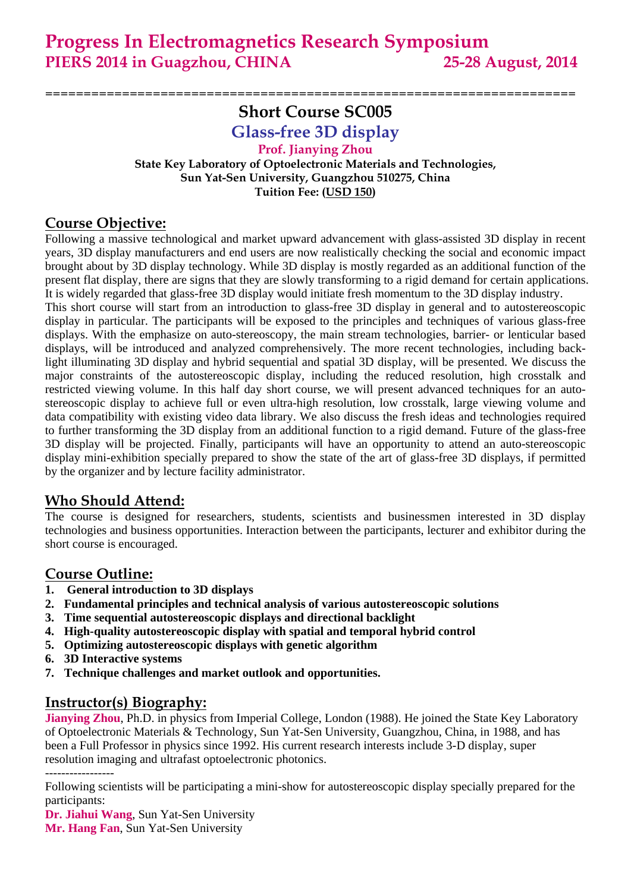**Progress In Electromagnetics Research Symposium**
**PIERS 2014 in Guagzhou, CHINA 25-28 August, 2014**

==================================================================

# Short Course SC005

## Glass-free 3D display

**Prof. Jianying Zhou**
**State Key Laboratory of Optoelectronic Materials and Technologies,**
**Sun Yat-Sen University, Guangzhou 510275, China**
**Tuition Fee: (USD 150)**

## Course Objective:

Following a massive technological and market upward advancement with glass-assisted 3D display in recent years, 3D display manufacturers and end users are now realistically checking the social and economic impact brought about by 3D display technology. While 3D display is mostly regarded as an additional function of the present flat display, there are signs that they are slowly transforming to a rigid demand for certain applications. It is widely regarded that glass-free 3D display would initiate fresh momentum to the 3D display industry.

This short course will start from an introduction to glass-free 3D display in general and to autostereoscopic display in particular. The participants will be exposed to the principles and techniques of various glass-free displays. With the emphasize on auto-stereoscopy, the main stream technologies, barrier- or lenticular based displays, will be introduced and analyzed comprehensively. The more recent technologies, including back-light illuminating 3D display and hybrid sequential and spatial 3D display, will be presented. We discuss the major constraints of the autostereoscopic display, including the reduced resolution, high crosstalk and restricted viewing volume. In this half day short course, we will present advanced techniques for an auto-stereoscopic display to achieve full or even ultra-high resolution, low crosstalk, large viewing volume and data compatibility with existing video data library. We also discuss the fresh ideas and technologies required to further transforming the 3D display from an additional function to a rigid demand. Future of the glass-free 3D display will be projected. Finally, participants will have an opportunity to attend an auto-stereoscopic display mini-exhibition specially prepared to show the state of the art of glass-free 3D displays, if permitted by the organizer and by lecture facility administrator.

## Who Should Attend:

The course is designed for researchers, students, scientists and businessmen interested in 3D display technologies and business opportunities. Interaction between the participants, lecturer and exhibitor during the short course is encouraged.

## Course Outline:

1. **General introduction to 3D displays**
2. **Fundamental principles and technical analysis of various autostereoscopic solutions**
3. **Time sequential autostereoscopic displays and directional backlight**
4. **High-quality autostereoscopic display with spatial and temporal hybrid control**
5. **Optimizing autostereoscopic displays with genetic algorithm**
6. **3D Interactive systems**
7. **Technique challenges and market outlook and opportunities.**

## Instructor(s) Biography:

**Jianying Zhou**, Ph.D. in physics from Imperial College, London (1988). He joined the State Key Laboratory of Optoelectronic Materials & Technology, Sun Yat-Sen University, Guangzhou, China, in 1988, and has been a Full Professor in physics since 1992. His current research interests include 3-D display, super resolution imaging and ultrafast optoelectronic photonics.

-----------------

Following scientists will be participating a mini-show for autostereoscopic display specially prepared for the participants:

**Dr. Jiahui Wang**, Sun Yat-Sen University
**Mr. Hang Fan**, Sun Yat-Sen University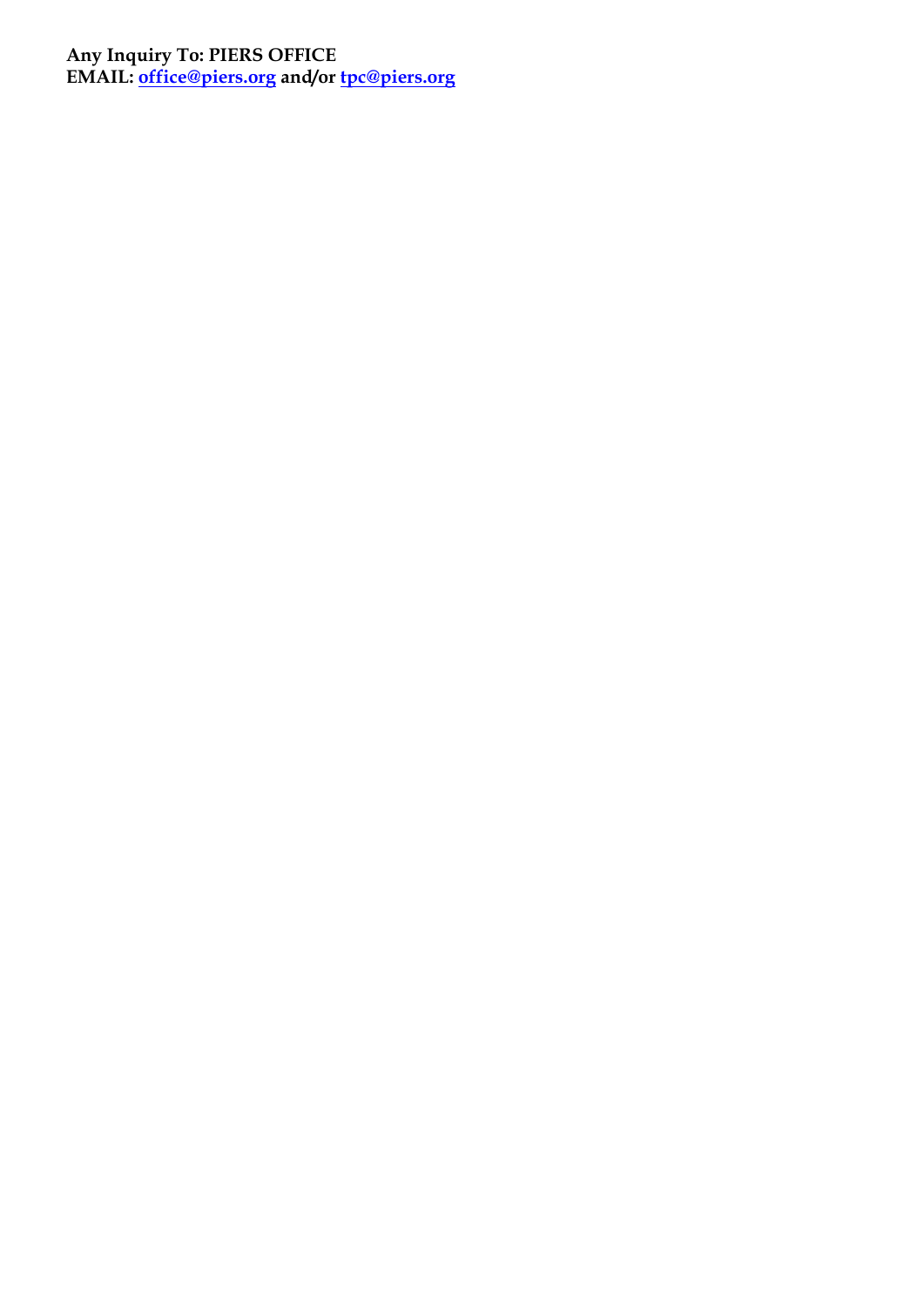**Any Inquiry To: PIERS OFFICE**
**EMAIL: [office@piers.org](mailto:office@piers.org) and/or [tpc@piers.org](mailto:tpc@piers.org)**